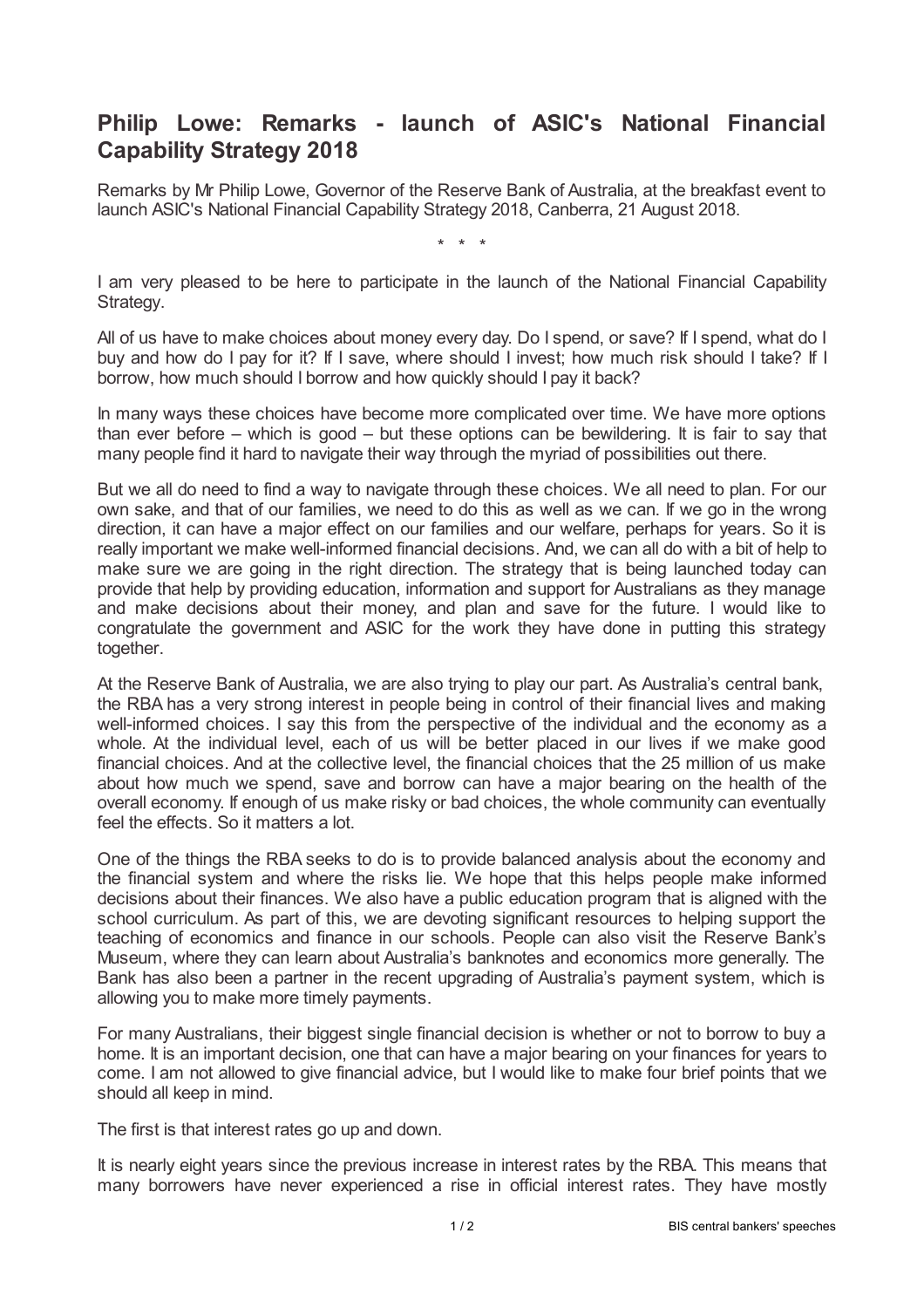# Philip Lowe: Remarks - launch of ASIC's National Financial Capability Strategy 2018

Remarks by Mr Philip Lowe, Governor of the Reserve Bank of Australia, at the breakfast event to launch ASIC's National Financial Capability Strategy 2018, Canberra, 21 August 2018.

\* \* \*

I am very pleased to be here to participate in the launch of the National Financial Capability Strategy.

All of us have to make choices about money every day. Do I spend, or save? If I spend, what do I buy and how do I pay for it? If I save, where should I invest; how much risk should I take? If I borrow, how much should I borrow and how quickly should I pay it back?

In many ways these choices have become more complicated over time. We have more options than ever before – which is good – but these options can be bewildering. It is fair to say that many people find it hard to navigate their way through the myriad of possibilities out there.

But we all do need to find a way to navigate through these choices. We all need to plan. For our own sake, and that of our families, we need to do this as well as we can. If we go in the wrong direction, it can have a major effect on our families and our welfare, perhaps for years. So it is really important we make well-informed financial decisions. And, we can all do with a bit of help to make sure we are going in the right direction. The strategy that is being launched today can provide that help by providing education, information and support for Australians as they manage and make decisions about their money, and plan and save for the future. I would like to congratulate the government and ASIC for the work they have done in putting this strategy together.

At the Reserve Bank of Australia, we are also trying to play our part. As Australia's central bank, the RBA has a very strong interest in people being in control of their financial lives and making well-informed choices. I say this from the perspective of the individual and the economy as a whole. At the individual level, each of us will be better placed in our lives if we make good financial choices. And at the collective level, the financial choices that the 25 million of us make about how much we spend, save and borrow can have a major bearing on the health of the overall economy. If enough of us make risky or bad choices, the whole community can eventually feel the effects. So it matters a lot.

One of the things the RBA seeks to do is to provide balanced analysis about the economy and the financial system and where the risks lie. We hope that this helps people make informed decisions about their finances. We also have a public education program that is aligned with the school curriculum. As part of this, we are devoting significant resources to helping support the teaching of economics and finance in our schools. People can also visit the Reserve Bank's Museum, where they can learn about Australia's banknotes and economics more generally. The Bank has also been a partner in the recent upgrading of Australia's payment system, which is allowing you to make more timely payments.

For many Australians, their biggest single financial decision is whether or not to borrow to buy a home. It is an important decision, one that can have a major bearing on your finances for years to come. I am not allowed to give financial advice, but I would like to make four brief points that we should all keep in mind.

The first is that interest rates go up and down.

It is nearly eight years since the previous increase in interest rates by the RBA. This means that many borrowers have never experienced a rise in official interest rates. They have mostly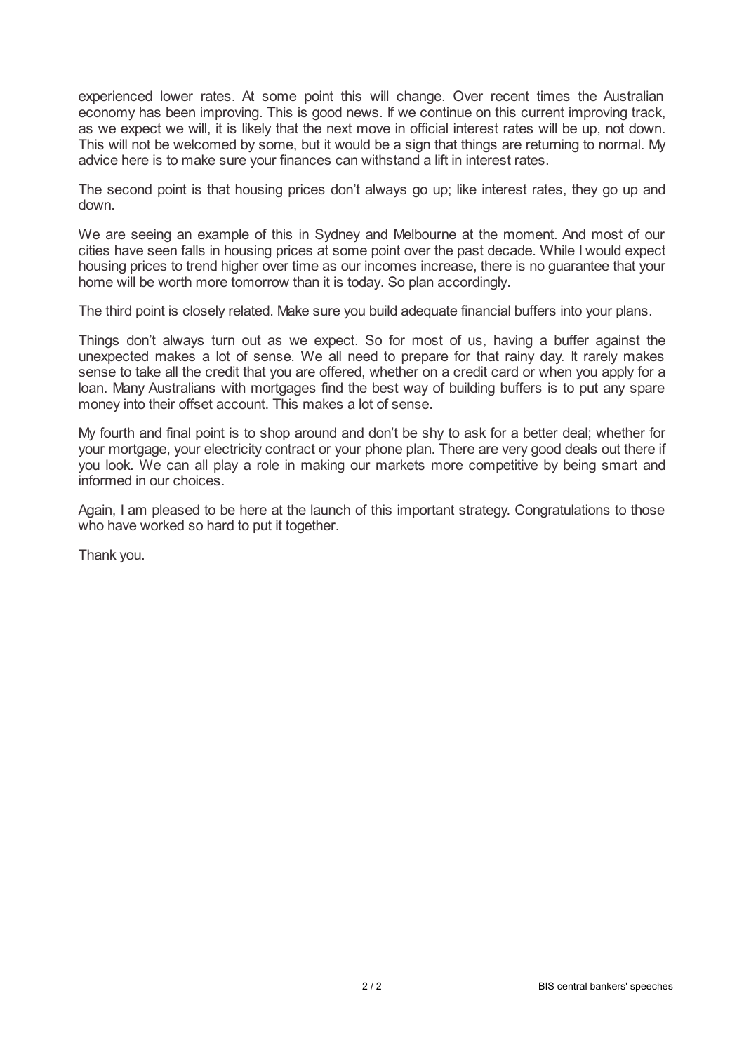experienced lower rates. At some point this will change. Over recent times the Australian economy has been improving. This is good news. If we continue on this current improving track, as we expect we will, it is likely that the next move in official interest rates will be up, not down. This will not be welcomed by some, but it would be a sign that things are returning to normal. My advice here is to make sure your finances can withstand a lift in interest rates.

The second point is that housing prices don't always go up; like interest rates, they go up and down.

We are seeing an example of this in Sydney and Melbourne at the moment. And most of our cities have seen falls in housing prices at some point over the past decade. While I would expect housing prices to trend higher over time as our incomes increase, there is no guarantee that your home will be worth more tomorrow than it is today. So plan accordingly.

The third point is closely related. Make sure you build adequate financial buffers into your plans.

Things don't always turn out as we expect. So for most of us, having a buffer against the unexpected makes a lot of sense. We all need to prepare for that rainy day. It rarely makes sense to take all the credit that you are offered, whether on a credit card or when you apply for a loan. Many Australians with mortgages find the best way of building buffers is to put any spare money into their offset account. This makes a lot of sense.

My fourth and final point is to shop around and don't be shy to ask for a better deal; whether for your mortgage, your electricity contract or your phone plan. There are very good deals out there if you look. We can all play a role in making our markets more competitive by being smart and informed in our choices.

Again, I am pleased to be here at the launch of this important strategy. Congratulations to those who have worked so hard to put it together.

Thank you.